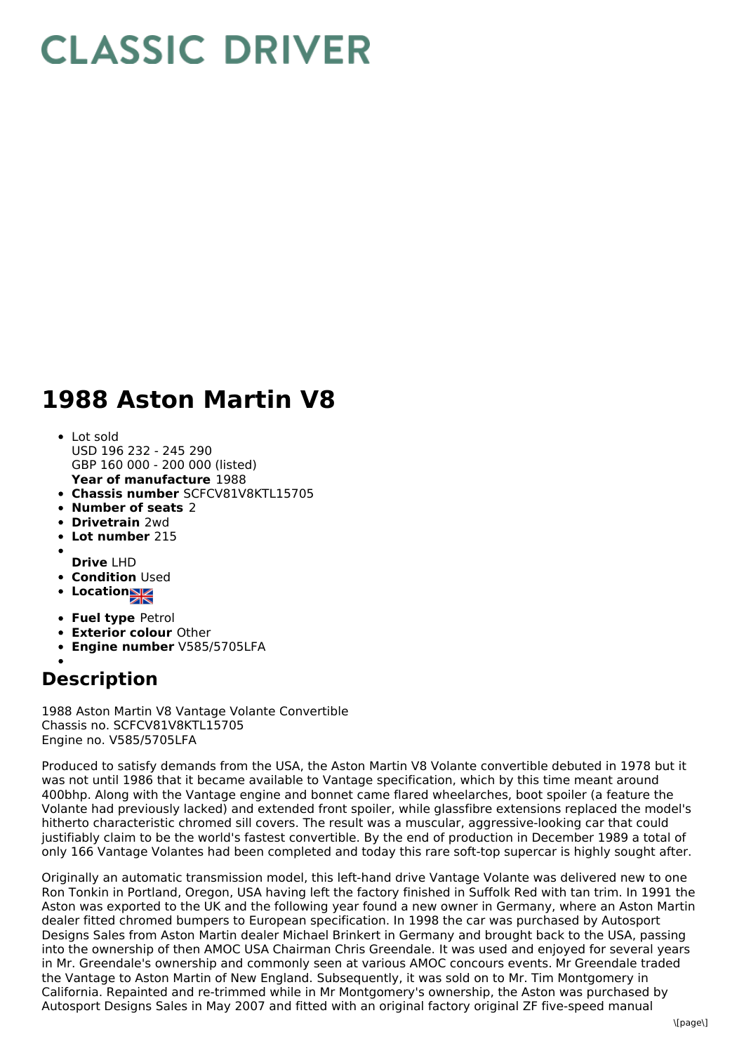# CLASSIC DRIVER

# 1988 Aston Martin V8

- Lot sold
  USD 196 232 - 245 290
  GBP 160 000 - 200 000 (listed)
  **Year of manufacture** 1988
- **Chassis number** SCFCV81V8KTL15705
- **Number of seats** 2
- **Drivetrain** 2wd
- **Lot number** 215
- **Drive** LHD
- **Condition** Used
- **Location**
- **Fuel type** Petrol
- **Exterior colour** Other
- **Engine number** V585/5705LFA

## Description

1988 Aston Martin V8 Vantage Volante Convertible
Chassis no. SCFCV81V8KTL15705
Engine no. V585/5705LFA

Produced to satisfy demands from the USA, the Aston Martin V8 Volante convertible debuted in 1978 but it was not until 1986 that it became available to Vantage specification, which by this time meant around 400bhp. Along with the Vantage engine and bonnet came flared wheelarches, boot spoiler (a feature the Volante had previously lacked) and extended front spoiler, while glassfibre extensions replaced the model's hitherto characteristic chromed sill covers. The result was a muscular, aggressive-looking car that could justifiably claim to be the world's fastest convertible. By the end of production in December 1989 a total of only 166 Vantage Volantes had been completed and today this rare soft-top supercar is highly sought after.

Originally an automatic transmission model, this left-hand drive Vantage Volante was delivered new to one Ron Tonkin in Portland, Oregon, USA having left the factory finished in Suffolk Red with tan trim. In 1991 the Aston was exported to the UK and the following year found a new owner in Germany, where an Aston Martin dealer fitted chromed bumpers to European specification. In 1998 the car was purchased by Autosport Designs Sales from Aston Martin dealer Michael Brinkert in Germany and brought back to the USA, passing into the ownership of then AMOC USA Chairman Chris Greendale. It was used and enjoyed for several years in Mr. Greendale's ownership and commonly seen at various AMOC concours events. Mr Greendale traded the Vantage to Aston Martin of New England. Subsequently, it was sold on to Mr. Tim Montgomery in California. Repainted and re-trimmed while in Mr Montgomery's ownership, the Aston was purchased by Autosport Designs Sales in May 2007 and fitted with an original factory original ZF five-speed manual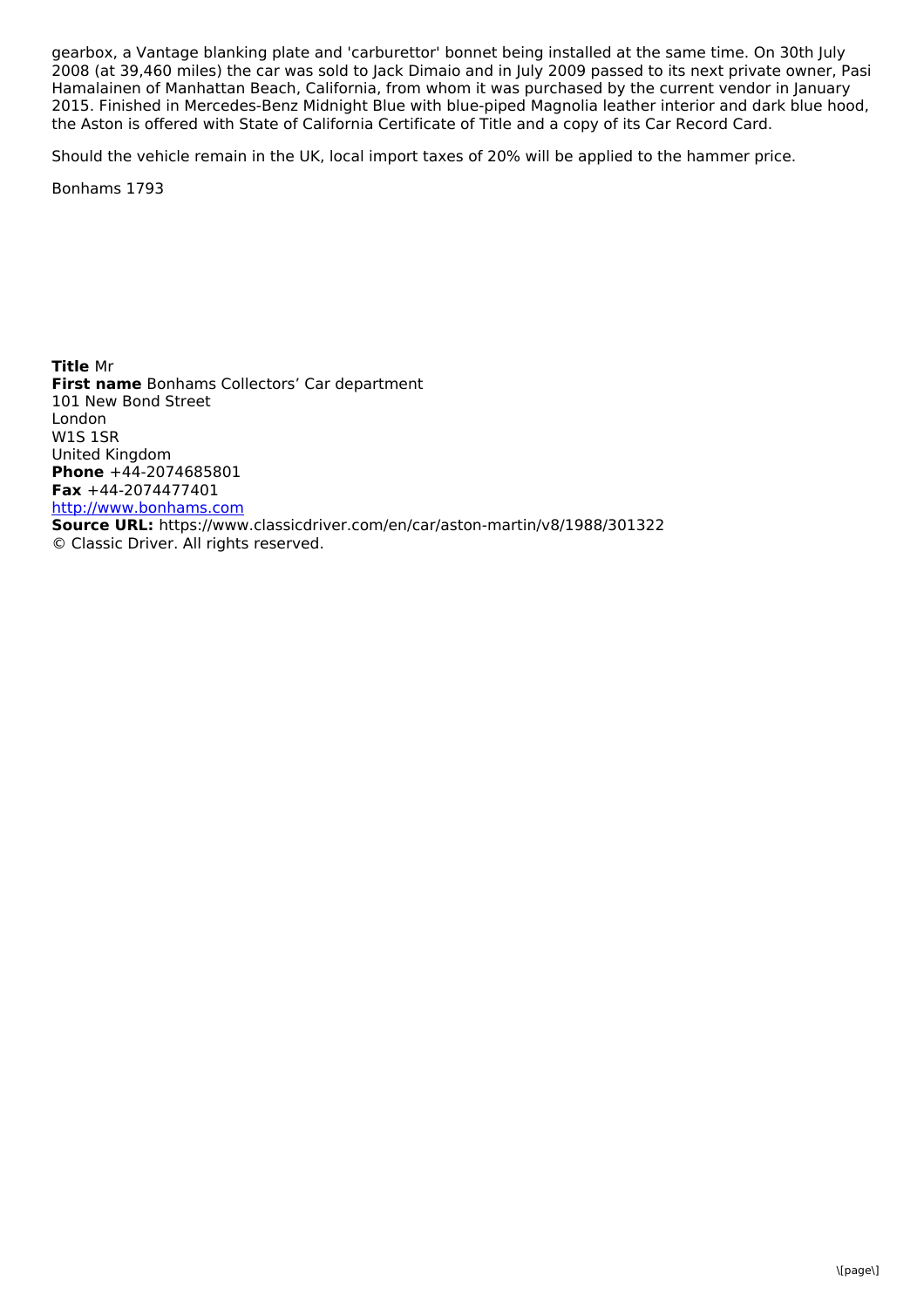gearbox, a Vantage blanking plate and 'carburettor' bonnet being installed at the same time. On 30th July 2008 (at 39,460 miles) the car was sold to Jack Dimaio and in July 2009 passed to its next private owner, Pasi Hamalainen of Manhattan Beach, California, from whom it was purchased by the current vendor in January 2015. Finished in Mercedes-Benz Midnight Blue with blue-piped Magnolia leather interior and dark blue hood, the Aston is offered with State of California Certificate of Title and a copy of its Car Record Card.

Should the vehicle remain in the UK, local import taxes of 20% will be applied to the hammer price.

Bonhams 1793

**Title** Mr
**First name** Bonhams Collectors' Car department
101 New Bond Street
London
W1S 1SR
United Kingdom
**Phone** +44-2074685801
**Fax** +44-2074477401
http://www.bonhams.com
**Source URL:** https://www.classicdriver.com/en/car/aston-martin/v8/1988/301322
© Classic Driver. All rights reserved.